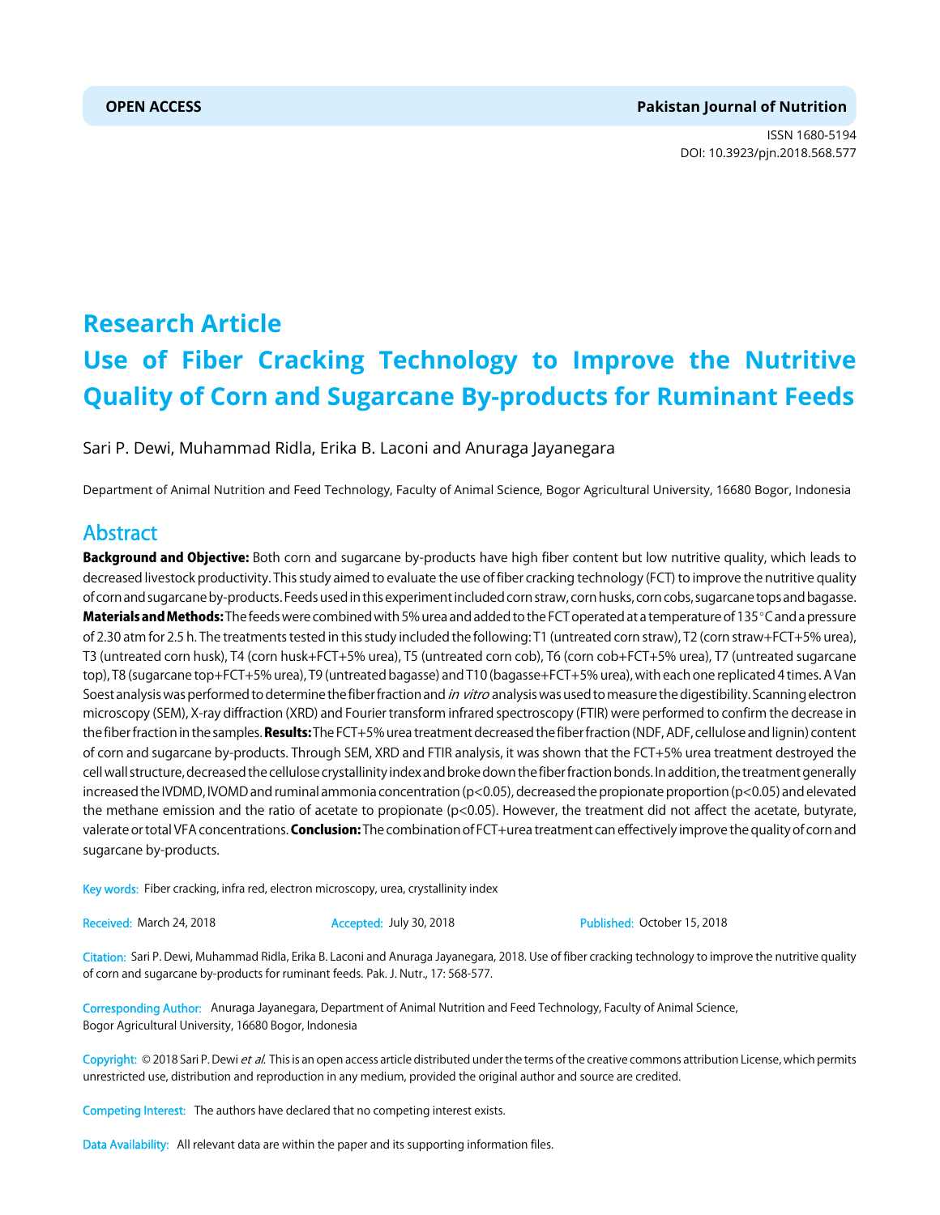**OPEN ACCESS** **Pakistan Journal of Nutrition**

ISSN 1680-5194
DOI: 10.3923/pjn.2018.568.577

# Research Article
# Use of Fiber Cracking Technology to Improve the Nutritive Quality of Corn and Sugarcane By-products for Ruminant Feeds

Sari P. Dewi, Muhammad Ridla, Erika B. Laconi and Anuraga Jayanegara

Department of Animal Nutrition and Feed Technology, Faculty of Animal Science, Bogor Agricultural University, 16680 Bogor, Indonesia

## Abstract

**Background and Objective:** Both corn and sugarcane by-products have high fiber content but low nutritive quality, which leads to decreased livestock productivity. This study aimed to evaluate the use of fiber cracking technology (FCT) to improve the nutritive quality of corn and sugarcane by-products. Feeds used in this experiment included corn straw, corn husks, corn cobs, sugarcane tops and bagasse. **Materials and Methods:** The feeds were combined with 5% urea and added to the FCT operated at a temperature of 135°C and a pressure of 2.30 atm for 2.5 h. The treatments tested in this study included the following: T1 (untreated corn straw), T2 (corn straw+FCT+5% urea), T3 (untreated corn husk), T4 (corn husk+FCT+5% urea), T5 (untreated corn cob), T6 (corn cob+FCT+5% urea), T7 (untreated sugarcane top), T8 (sugarcane top+FCT+5% urea), T9 (untreated bagasse) and T10 (bagasse+FCT+5% urea), with each one replicated 4 times. A Van Soest analysis was performed to determine the fiber fraction and *in vitro* analysis was used to measure the digestibility. Scanning electron microscopy (SEM), X-ray diffraction (XRD) and Fourier transform infrared spectroscopy (FTIR) were performed to confirm the decrease in the fiber fraction in the samples. **Results:** The FCT+5% urea treatment decreased the fiber fraction (NDF, ADF, cellulose and lignin) content of corn and sugarcane by-products. Through SEM, XRD and FTIR analysis, it was shown that the FCT+5% urea treatment destroyed the cell wall structure, decreased the cellulose crystallinity index and broke down the fiber fraction bonds. In addition, the treatment generally increased the IVDMD, IVOMD and ruminal ammonia concentration ($p<0.05$), decreased the propionate proportion ($p<0.05$) and elevated the methane emission and the ratio of acetate to propionate ($p<0.05$). However, the treatment did not affect the acetate, butyrate, valerate or total VFA concentrations. **Conclusion:** The combination of FCT+urea treatment can effectively improve the quality of corn and sugarcane by-products.

Key words: Fiber cracking, infra red, electron microscopy, urea, crystallinity index

Received: March 24, 2018 Accepted: July 30, 2018 Published: October 15, 2018

Citation: Sari P. Dewi, Muhammad Ridla, Erika B. Laconi and Anuraga Jayanegara, 2018. Use of fiber cracking technology to improve the nutritive quality of corn and sugarcane by-products for ruminant feeds. Pak. J. Nutr., 17: 568-577.

Corresponding Author: Anuraga Jayanegara, Department of Animal Nutrition and Feed Technology, Faculty of Animal Science, Bogor Agricultural University, 16680 Bogor, Indonesia

Copyright: © 2018 Sari P. Dewi *et al.* This is an open access article distributed under the terms of the creative commons attribution License, which permits unrestricted use, distribution and reproduction in any medium, provided the original author and source are credited.

Competing Interest: The authors have declared that no competing interest exists.

Data Availability: All relevant data are within the paper and its supporting information files.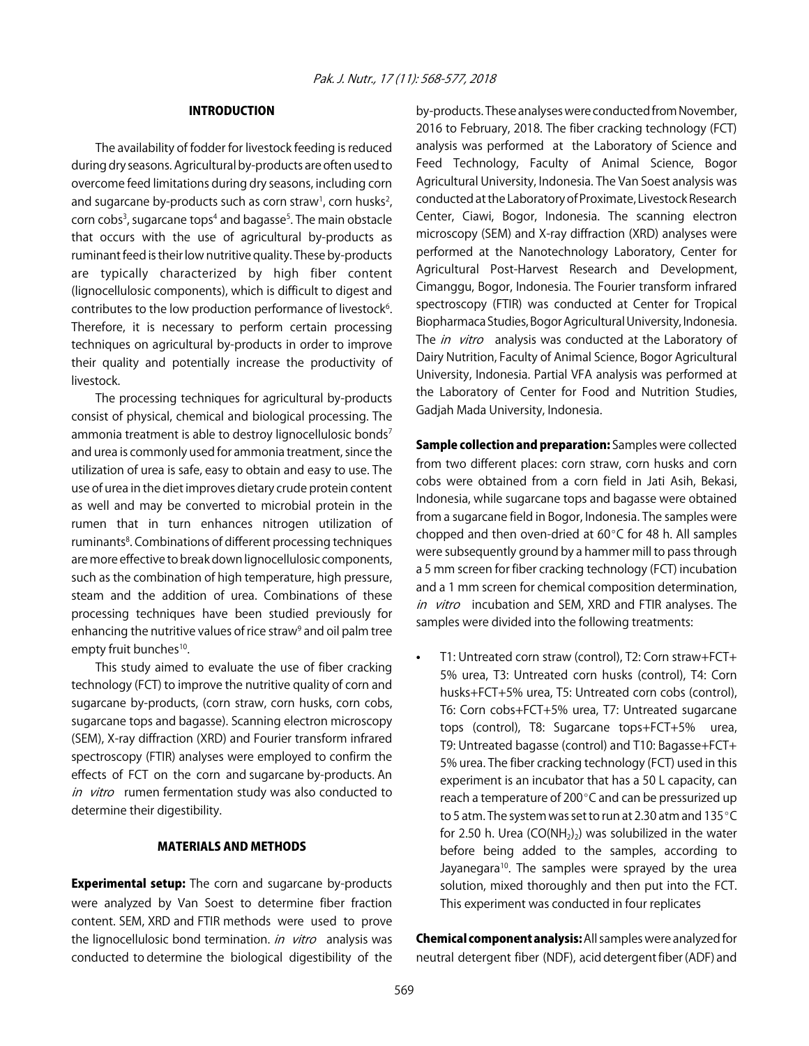## INTRODUCTION

The availability of fodder for livestock feeding is reduced during dry seasons. Agricultural by-products are often used to overcome feed limitations during dry seasons, including corn and sugarcane by-products such as corn straw[1], corn husks[2], corn cobs[3], sugarcane tops[4] and bagasse[5]. The main obstacle that occurs with the use of agricultural by-products as ruminant feed is their low nutritive quality. These by-products are typically characterized by high fiber content (lignocellulosic components), which is difficult to digest and contributes to the low production performance of livestock[6]. Therefore, it is necessary to perform certain processing techniques on agricultural by-products in order to improve their quality and potentially increase the productivity of livestock.

The processing techniques for agricultural by-products consist of physical, chemical and biological processing. The ammonia treatment is able to destroy lignocellulosic bonds[7] and urea is commonly used for ammonia treatment, since the utilization of urea is safe, easy to obtain and easy to use. The use of urea in the diet improves dietary crude protein content as well and may be converted to microbial protein in the rumen that in turn enhances nitrogen utilization of ruminants[8]. Combinations of different processing techniques are more effective to break down lignocellulosic components, such as the combination of high temperature, high pressure, steam and the addition of urea. Combinations of these processing techniques have been studied previously for enhancing the nutritive values of rice straw[9] and oil palm tree empty fruit bunches[10].

This study aimed to evaluate the use of fiber cracking technology (FCT) to improve the nutritive quality of corn and sugarcane by-products, (corn straw, corn husks, corn cobs, sugarcane tops and bagasse). Scanning electron microscopy (SEM), X-ray diffraction (XRD) and Fourier transform infrared spectroscopy (FTIR) analyses were employed to confirm the effects of FCT on the corn and sugarcane by-products. An *in vitro* rumen fermentation study was also conducted to determine their digestibility.

## MATERIALS AND METHODS

**Experimental setup:** The corn and sugarcane by-products were analyzed by Van Soest to determine fiber fraction content. SEM, XRD and FTIR methods were used to prove the lignocellulosic bond termination. *in vitro* analysis was conducted to determine the biological digestibility of the by-products. These analyses were conducted from November, 2016 to February, 2018. The fiber cracking technology (FCT) analysis was performed at the Laboratory of Science and Feed Technology, Faculty of Animal Science, Bogor Agricultural University, Indonesia. The Van Soest analysis was conducted at the Laboratory of Proximate, Livestock Research Center, Ciawi, Bogor, Indonesia. The scanning electron microscopy (SEM) and X-ray diffraction (XRD) analyses were performed at the Nanotechnology Laboratory, Center for Agricultural Post-Harvest Research and Development, Cimanggu, Bogor, Indonesia. The Fourier transform infrared spectroscopy (FTIR) was conducted at Center for Tropical Biopharmaca Studies, Bogor Agricultural University, Indonesia. The *in vitro* analysis was conducted at the Laboratory of Dairy Nutrition, Faculty of Animal Science, Bogor Agricultural University, Indonesia. Partial VFA analysis was performed at the Laboratory of Center for Food and Nutrition Studies, Gadjah Mada University, Indonesia.

**Sample collection and preparation:** Samples were collected from two different places: corn straw, corn husks and corn cobs were obtained from a corn field in Jati Asih, Bekasi, Indonesia, while sugarcane tops and bagasse were obtained from a sugarcane field in Bogor, Indonesia. The samples were chopped and then oven-dried at 60°C for 48 h. All samples were subsequently ground by a hammer mill to pass through a 5 mm screen for fiber cracking technology (FCT) incubation and a 1 mm screen for chemical composition determination, *in vitro* incubation and SEM, XRD and FTIR analyses. The samples were divided into the following treatments:

- T1: Untreated corn straw (control), T2: Corn straw+FCT+ 5% urea, T3: Untreated corn husks (control), T4: Corn husks+FCT+5% urea, T5: Untreated corn cobs (control), T6: Corn cobs+FCT+5% urea, T7: Untreated sugarcane tops (control), T8: Sugarcane tops+FCT+5% urea, T9: Untreated bagasse (control) and T10: Bagasse+FCT+ 5% urea. The fiber cracking technology (FCT) used in this experiment is an incubator that has a 50 L capacity, can reach a temperature of 200°C and can be pressurized up to 5 atm. The system was set to run at 2.30 atm and 135°C for 2.50 h. Urea ($CO(NH_2)_2$) was solubilized in the water before being added to the samples, according to Jayanegara[10]. The samples were sprayed by the urea solution, mixed thoroughly and then put into the FCT. This experiment was conducted in four replicates

**Chemical component analysis:** All samples were analyzed for neutral detergent fiber (NDF), acid detergent fiber (ADF) and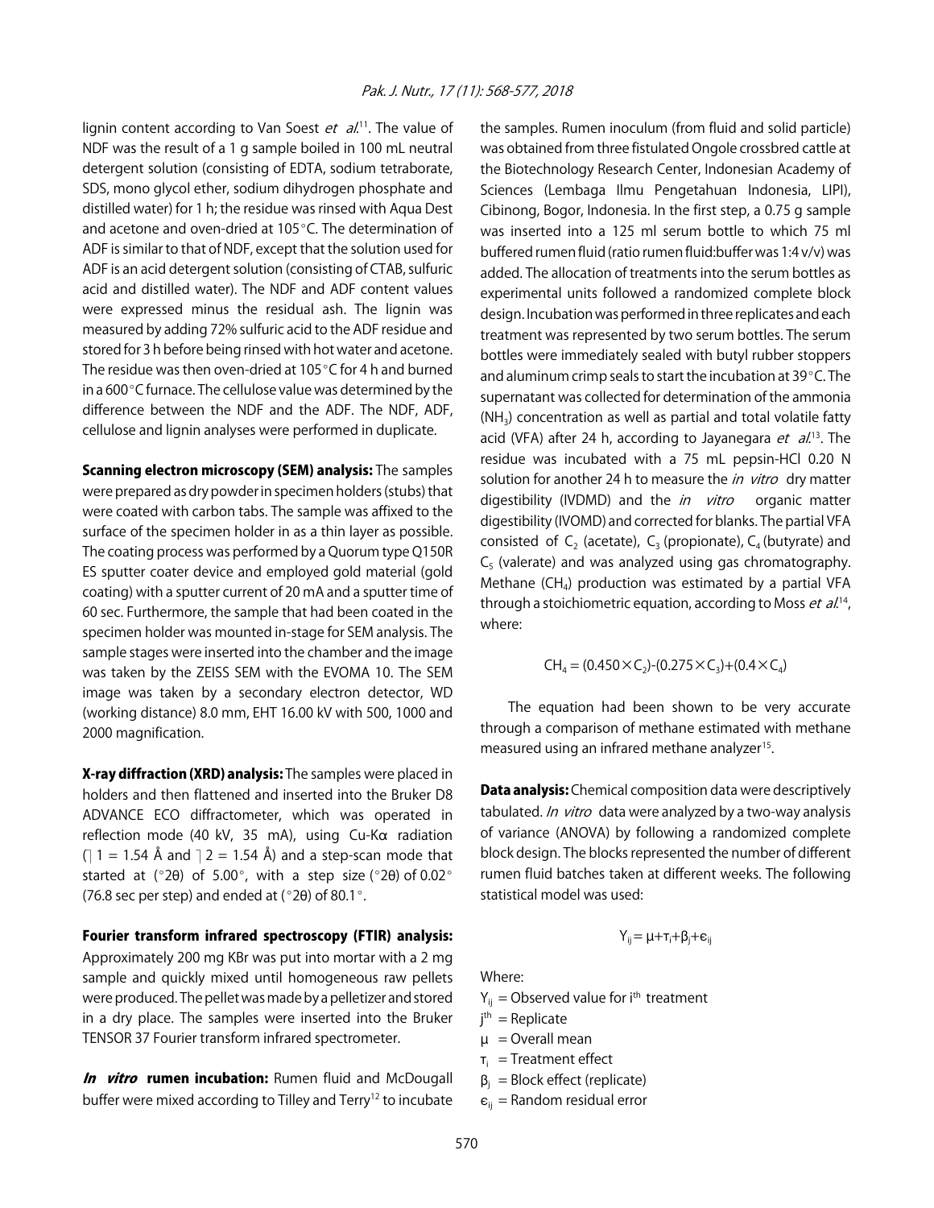lignin content according to Van Soest *et al.*[11]. The value of NDF was the result of a 1 g sample boiled in 100 mL neutral detergent solution (consisting of EDTA, sodium tetraborate, SDS, mono glycol ether, sodium dihydrogen phosphate and distilled water) for 1 h; the residue was rinsed with Aqua Dest and acetone and oven-dried at 105°C. The determination of ADF is similar to that of NDF, except that the solution used for ADF is an acid detergent solution (consisting of CTAB, sulfuric acid and distilled water). The NDF and ADF content values were expressed minus the residual ash. The lignin was measured by adding 72% sulfuric acid to the ADF residue and stored for 3 h before being rinsed with hot water and acetone. The residue was then oven-dried at 105°C for 4 h and burned in a 600°C furnace. The cellulose value was determined by the difference between the NDF and the ADF. The NDF, ADF, cellulose and lignin analyses were performed in duplicate.

**Scanning electron microscopy (SEM) analysis:** The samples were prepared as dry powder in specimen holders (stubs) that were coated with carbon tabs. The sample was affixed to the surface of the specimen holder in as a thin layer as possible. The coating process was performed by a Quorum type Q150R ES sputter coater device and employed gold material (gold coating) with a sputter current of 20 mA and a sputter time of 60 sec. Furthermore, the sample that had been coated in the specimen holder was mounted in-stage for SEM analysis. The sample stages were inserted into the chamber and the image was taken by the ZEISS SEM with the EVOMA 10. The SEM image was taken by a secondary electron detector, WD (working distance) 8.0 mm, EHT 16.00 kV with 500, 1000 and 2000 magnification.

**X-ray diffraction (XRD) analysis:** The samples were placed in holders and then flattened and inserted into the Bruker D8 ADVANCE ECO diffractometer, which was operated in reflection mode (40 kV, 35 mA), using Cu-Kα radiation ($\lambda 1 = 1.54$ Å and $\lambda 2 = 1.54$ Å) and a step-scan mode that started at (°2θ) of 5.00°, with a step size (°2θ) of 0.02° (76.8 sec per step) and ended at (°2θ) of 80.1°.

**Fourier transform infrared spectroscopy (FTIR) analysis:** Approximately 200 mg KBr was put into mortar with a 2 mg sample and quickly mixed until homogeneous raw pellets were produced. The pellet was made by a pelletizer and stored in a dry place. The samples were inserted into the Bruker TENSOR 37 Fourier transform infrared spectrometer.

***In vitro* rumen incubation:** Rumen fluid and McDougall buffer were mixed according to Tilley and Terry[12] to incubate the samples. Rumen inoculum (from fluid and solid particle) was obtained from three fistulated Ongole crossbred cattle at the Biotechnology Research Center, Indonesian Academy of Sciences (Lembaga Ilmu Pengetahuan Indonesia, LIPI), Cibinong, Bogor, Indonesia. In the first step, a 0.75 g sample was inserted into a 125 ml serum bottle to which 75 ml buffered rumen fluid (ratio rumen fluid:buffer was 1:4 v/v) was added. The allocation of treatments into the serum bottles as experimental units followed a randomized complete block design. Incubation was performed in three replicates and each treatment was represented by two serum bottles. The serum bottles were immediately sealed with butyl rubber stoppers and aluminum crimp seals to start the incubation at 39°C. The supernatant was collected for determination of the ammonia ($NH_3$) concentration as well as partial and total volatile fatty acid (VFA) after 24 h, according to Jayanegara *et al.*[13]. The residue was incubated with a 75 mL pepsin-HCl 0.20 N solution for another 24 h to measure the *in vitro* dry matter digestibility (IVDMD) and the *in vitro* organic matter digestibility (IVOMD) and corrected for blanks. The partial VFA consisted of $C_2$ (acetate), $C_3$ (propionate), $C_4$ (butyrate) and $C_5$ (valerate) and was analyzed using gas chromatography. Methane ($CH_4$) production was estimated by a partial VFA through a stoichiometric equation, according to Moss *et al.*[14], where:

$$CH_4 = (0.450 \times C_2) - (0.275 \times C_3) + (0.4 \times C_4)$$

The equation had been shown to be very accurate through a comparison of methane estimated with methane measured using an infrared methane analyzer[15].

**Data analysis:** Chemical composition data were descriptively tabulated. *In vitro* data were analyzed by a two-way analysis of variance (ANOVA) by following a randomized complete block design. The blocks represented the number of different rumen fluid batches taken at different weeks. The following statistical model was used:

$$Y_{ij} = \mu + \tau_i + \beta_j + \epsilon_{ij}$$

Where:

$Y_{ij}$ = Observed value for $i^{th}$ treatment
$j^{th}$ = Replicate
$\mu$ = Overall mean
$\tau_i$ = Treatment effect
$\beta_j$ = Block effect (replicate)
$\epsilon_{ij}$ = Random residual error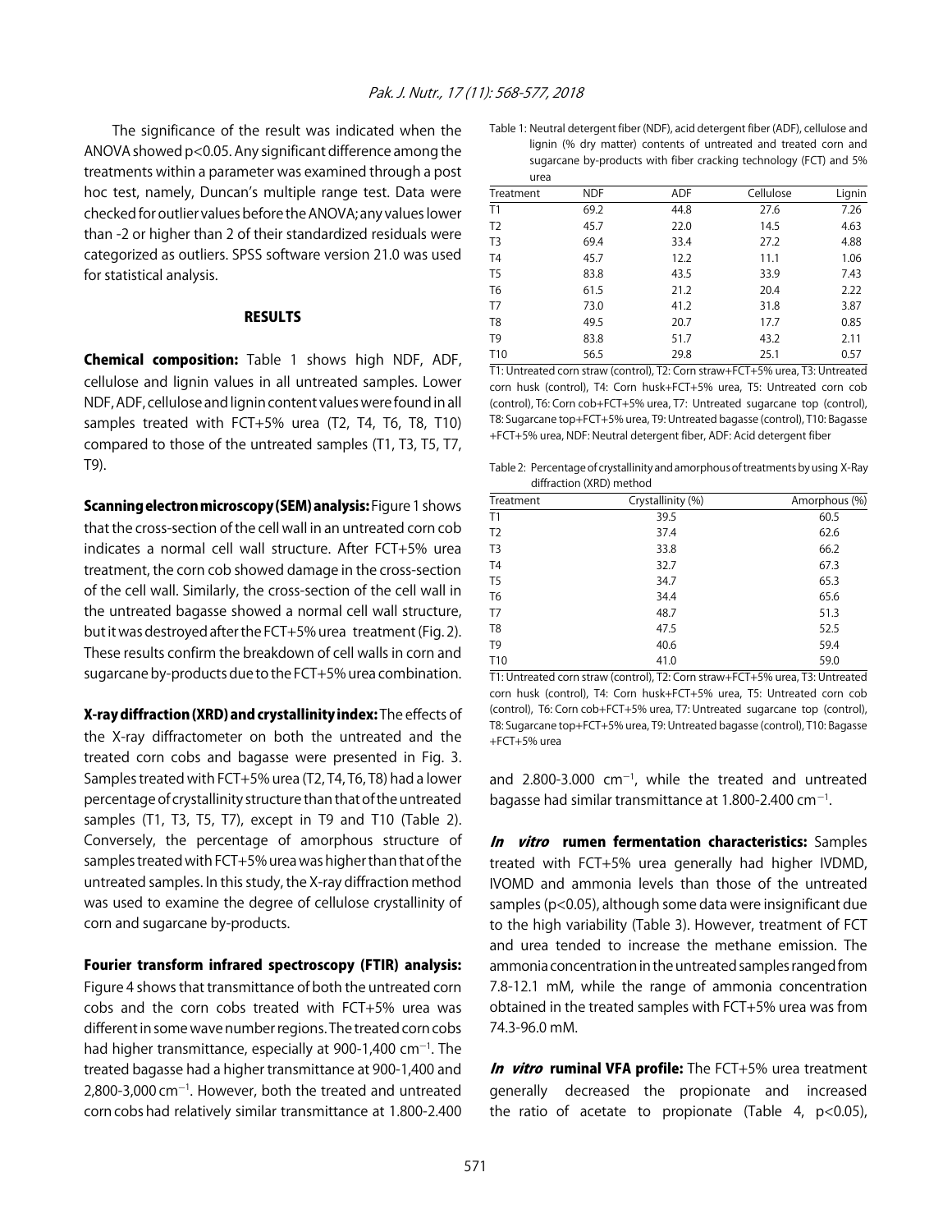The significance of the result was indicated when the ANOVA showed $p<0.05$. Any significant difference among the treatments within a parameter was examined through a post hoc test, namely, Duncan's multiple range test. Data were checked for outlier values before the ANOVA; any values lower than -2 or higher than 2 of their standardized residuals were categorized as outliers. SPSS software version 21.0 was used for statistical analysis.

## RESULTS

**Chemical composition:** Table 1 shows high NDF, ADF, cellulose and lignin values in all untreated samples. Lower NDF, ADF, cellulose and lignin content values were found in all samples treated with FCT+5% urea (T2, T4, T6, T8, T10) compared to those of the untreated samples (T1, T3, T5, T7, T9).

**Scanning electron microscopy (SEM) analysis:** Figure 1 shows that the cross-section of the cell wall in an untreated corn cob indicates a normal cell wall structure. After FCT+5% urea treatment, the corn cob showed damage in the cross-section of the cell wall. Similarly, the cross-section of the cell wall in the untreated bagasse showed a normal cell wall structure, but it was destroyed after the FCT+5% urea treatment (Fig. 2). These results confirm the breakdown of cell walls in corn and sugarcane by-products due to the FCT+5% urea combination.

**X-ray diffraction (XRD) and crystallinity index:** The effects of the X-ray diffractometer on both the untreated and the treated corn cobs and bagasse were presented in Fig. 3. Samples treated with FCT+5% urea (T2, T4, T6, T8) had a lower percentage of crystallinity structure than that of the untreated samples (T1, T3, T5, T7), except in T9 and T10 (Table 2). Conversely, the percentage of amorphous structure of samples treated with FCT+5% urea was higher than that of the untreated samples. In this study, the X-ray diffraction method was used to examine the degree of cellulose crystallinity of corn and sugarcane by-products.

**Fourier transform infrared spectroscopy (FTIR) analysis:** Figure 4 shows that transmittance of both the untreated corn cobs and the corn cobs treated with FCT+5% urea was different in some wave number regions. The treated corn cobs had higher transmittance, especially at 900-1,400 $cm^{-1}$. The treated bagasse had a higher transmittance at 900-1,400 and 2,800-3,000 $cm^{-1}$. However, both the treated and untreated corn cobs had relatively similar transmittance at 1.800-2.400 and 2.800-3.000 $cm^{-1}$, while the treated and untreated bagasse had similar transmittance at 1.800-2.400 $cm^{-1}$.

**In vitro rumen fermentation characteristics:** Samples treated with FCT+5% urea generally had higher IVDMD, IVOMD and ammonia levels than those of the untreated samples ($p<0.05$), although some data were insignificant due to the high variability (Table 3). However, treatment of FCT and urea tended to increase the methane emission. The ammonia concentration in the untreated samples ranged from 7.8-12.1 mM, while the range of ammonia concentration obtained in the treated samples with FCT+5% urea was from 74.3-96.0 mM.

**In vitro ruminal VFA profile:** The FCT+5% urea treatment generally decreased the propionate and increased the ratio of acetate to propionate (Table 4, $p<0.05$),

Table 1: Neutral detergent fiber (NDF), acid detergent fiber (ADF), cellulose and lignin (% dry matter) contents of untreated and treated corn and sugarcane by-products with fiber cracking technology (FCT) and 5% urea

| Treatment | NDF | ADF | Cellulose | Lignin |
|---|---|---|---|---|
| T1 | 69.2 | 44.8 | 27.6 | 7.26 |
| T2 | 45.7 | 22.0 | 14.5 | 4.63 |
| T3 | 69.4 | 33.4 | 27.2 | 4.88 |
| T4 | 45.7 | 12.2 | 11.1 | 1.06 |
| T5 | 83.8 | 43.5 | 33.9 | 7.43 |
| T6 | 61.5 | 21.2 | 20.4 | 2.22 |
| T7 | 73.0 | 41.2 | 31.8 | 3.87 |
| T8 | 49.5 | 20.7 | 17.7 | 0.85 |
| T9 | 83.8 | 51.7 | 43.2 | 2.11 |
| T10 | 56.5 | 29.8 | 25.1 | 0.57 |

T1: Untreated corn straw (control), T2: Corn straw+FCT+5% urea, T3: Untreated corn husk (control), T4: Corn husk+FCT+5% urea, T5: Untreated corn cob (control), T6: Corn cob+FCT+5% urea, T7: Untreated sugarcane top (control), T8: Sugarcane top+FCT+5% urea, T9: Untreated bagasse (control), T10: Bagasse +FCT+5% urea, NDF: Neutral detergent fiber, ADF: Acid detergent fiber

Table 2: Percentage of crystallinity and amorphous of treatments by using X-Ray diffraction (XRD) method

| Treatment | Crystallinity (%) | Amorphous (%) |
|---|---|---|
| T1 | 39.5 | 60.5 |
| T2 | 37.4 | 62.6 |
| T3 | 33.8 | 66.2 |
| T4 | 32.7 | 67.3 |
| T5 | 34.7 | 65.3 |
| T6 | 34.4 | 65.6 |
| T7 | 48.7 | 51.3 |
| T8 | 47.5 | 52.5 |
| T9 | 40.6 | 59.4 |
| T10 | 41.0 | 59.0 |

T1: Untreated corn straw (control), T2: Corn straw+FCT+5% urea, T3: Untreated corn husk (control), T4: Corn husk+FCT+5% urea, T5: Untreated corn cob (control), T6: Corn cob+FCT+5% urea, T7: Untreated sugarcane top (control), T8: Sugarcane top+FCT+5% urea, T9: Untreated bagasse (control), T10: Bagasse +FCT+5% urea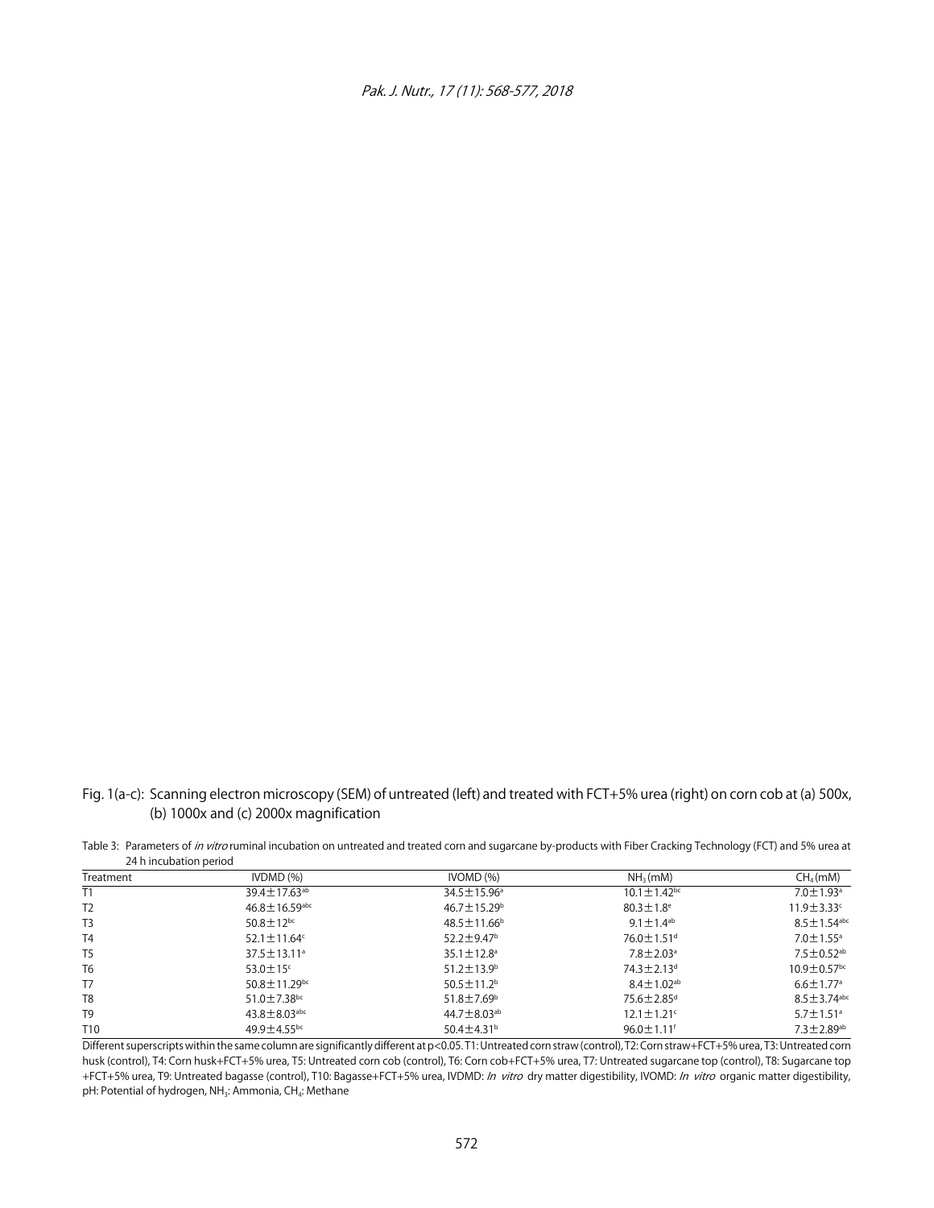Fig. 1(a-c): Scanning electron microscopy (SEM) of untreated (left) and treated with FCT+5% urea (right) on corn cob at (a) 500x, (b) 1000x and (c) 2000x magnification

Table 3: Parameters of *in vitro* ruminal incubation on untreated and treated corn and sugarcane by-products with Fiber Cracking Technology (FCT) and 5% urea at 24 h incubation period

| Treatment | IVDMD (%) | IVOMD (%) | $NH_3$ (mM) | $CH_4$ (mM) |
|---|---|---|---|---|
| T1 | $39.4\pm17.63^{ab}$ | $34.5\pm15.96^{a}$ | $10.1\pm1.42^{bc}$ | $7.0\pm1.93^{a}$ |
| T2 | $46.8\pm16.59^{abc}$ | $46.7\pm15.29^{b}$ | $80.3\pm1.8^{e}$ | $11.9\pm3.33^{c}$ |
| T3 | $50.8\pm12^{bc}$ | $48.5\pm11.66^{b}$ | $9.1\pm1.4^{ab}$ | $8.5\pm1.54^{abc}$ |
| T4 | $52.1\pm11.64^{c}$ | $52.2\pm9.47^{b}$ | $76.0\pm1.51^{d}$ | $7.0\pm1.55^{a}$ |
| T5 | $37.5\pm13.11^{a}$ | $35.1\pm12.8^{a}$ | $7.8\pm2.03^{a}$ | $7.5\pm0.52^{ab}$ |
| T6 | $53.0\pm15^{c}$ | $51.2\pm13.9^{b}$ | $74.3\pm2.13^{d}$ | $10.9\pm0.57^{bc}$ |
| T7 | $50.8\pm11.29^{bc}$ | $50.5\pm11.2^{b}$ | $8.4\pm1.02^{ab}$ | $6.6\pm1.77^{a}$ |
| T8 | $51.0\pm7.38^{bc}$ | $51.8\pm7.69^{b}$ | $75.6\pm2.85^{d}$ | $8.5\pm3.74^{abc}$ |
| T9 | $43.8\pm8.03^{abc}$ | $44.7\pm8.03^{ab}$ | $12.1\pm1.21^{c}$ | $5.7\pm1.51^{a}$ |
| T10 | $49.9\pm4.55^{bc}$ | $50.4\pm4.31^{b}$ | $96.0\pm1.11^{f}$ | $7.3\pm2.89^{ab}$ |

Different superscripts within the same column are significantly different at $p<0.05$. T1: Untreated corn straw (control), T2: Corn straw+FCT+5% urea, T3: Untreated corn husk (control), T4: Corn husk+FCT+5% urea, T5: Untreated corn cob (control), T6: Corn cob+FCT+5% urea, T7: Untreated sugarcane top (control), T8: Sugarcane top +FCT+5% urea, T9: Untreated bagasse (control), T10: Bagasse+FCT+5% urea, IVDMD: *In vitro* dry matter digestibility, IVOMD: *In vitro* organic matter digestibility, pH: Potential of hydrogen, $NH_3$: Ammonia, $CH_4$: Methane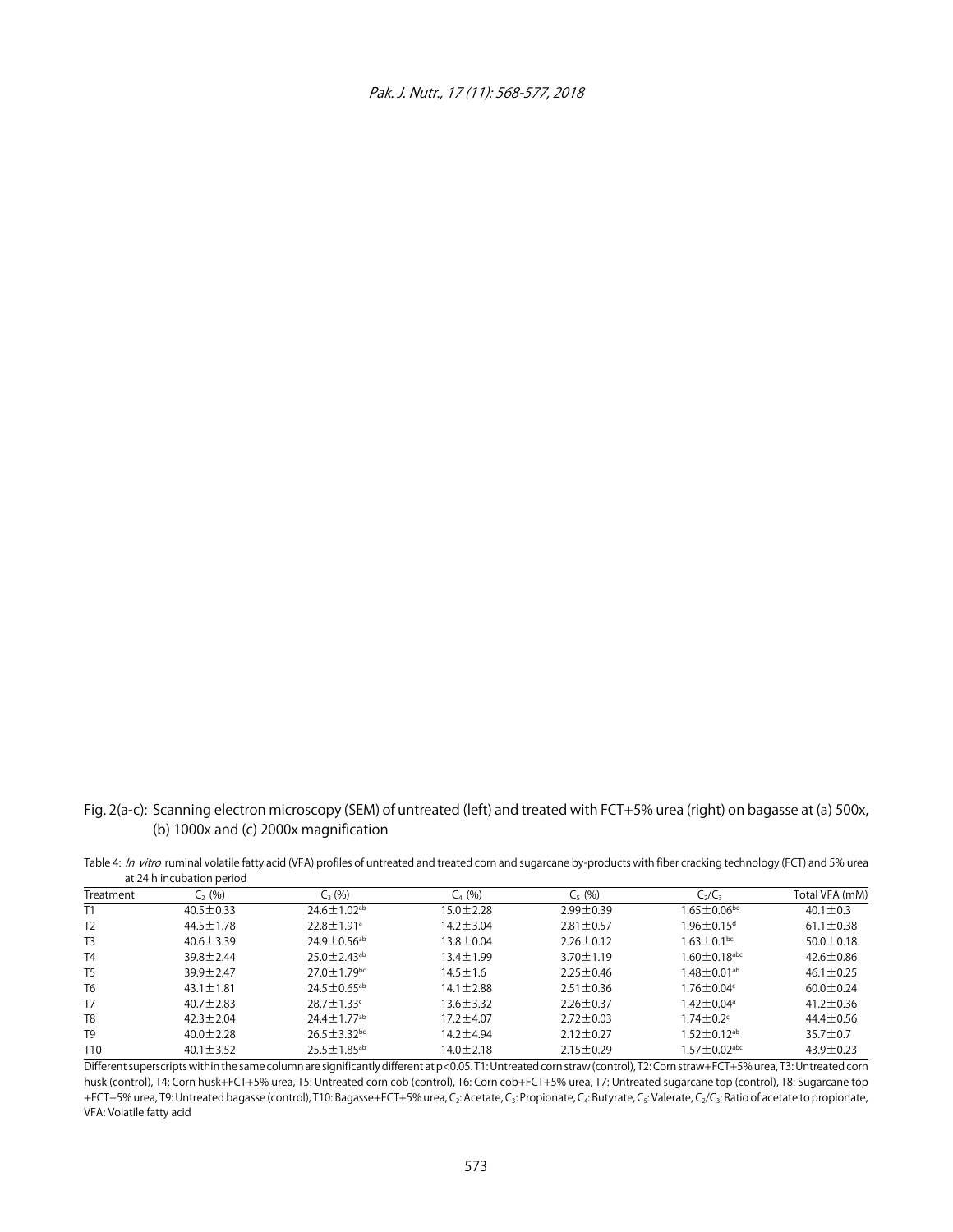Fig. 2(a-c): Scanning electron microscopy (SEM) of untreated (left) and treated with FCT+5% urea (right) on bagasse at (a) 500x, (b) 1000x and (c) 2000x magnification

Table 4: *In vitro* ruminal volatile fatty acid (VFA) profiles of untreated and treated corn and sugarcane by-products with fiber cracking technology (FCT) and 5% urea at 24 h incubation period

| Treatment | $C_2$ (%) | $C_3$ (%) | $C_4$ (%) | $C_5$ (%) | $C_2/C_3$ | Total VFA (mM) |
|---|---|---|---|---|---|---|
| T1 | 40.5±0.33 | 24.6±1.02$^{ab}$ | 15.0±2.28 | 2.99±0.39 | 1.65±0.06$^{bc}$ | 40.1±0.3 |
| T2 | 44.5±1.78 | 22.8±1.91$^{a}$ | 14.2±3.04 | 2.81±0.57 | 1.96±0.15$^{d}$ | 61.1±0.38 |
| T3 | 40.6±3.39 | 24.9±0.56$^{ab}$ | 13.8±0.04 | 2.26±0.12 | 1.63±0.1$^{bc}$ | 50.0±0.18 |
| T4 | 39.8±2.44 | 25.0±2.43$^{ab}$ | 13.4±1.99 | 3.70±1.19 | 1.60±0.18$^{abc}$ | 42.6±0.86 |
| T5 | 39.9±2.47 | 27.0±1.79$^{bc}$ | 14.5±1.6 | 2.25±0.46 | 1.48±0.01$^{ab}$ | 46.1±0.25 |
| T6 | 43.1±1.81 | 24.5±0.65$^{ab}$ | 14.1±2.88 | 2.51±0.36 | 1.76±0.04$^{c}$ | 60.0±0.24 |
| T7 | 40.7±2.83 | 28.7±1.33$^{c}$ | 13.6±3.32 | 2.26±0.37 | 1.42±0.04$^{a}$ | 41.2±0.36 |
| T8 | 42.3±2.04 | 24.4±1.77$^{ab}$ | 17.2±4.07 | 2.72±0.03 | 1.74±0.2$^{c}$ | 44.4±0.56 |
| T9 | 40.0±2.28 | 26.5±3.32$^{bc}$ | 14.2±4.94 | 2.12±0.27 | 1.52±0.12$^{ab}$ | 35.7±0.7 |
| T10 | 40.1±3.52 | 25.5±1.85$^{ab}$ | 14.0±2.18 | 2.15±0.29 | 1.57±0.02$^{abc}$ | 43.9±0.23 |

Different superscripts within the same column are significantly different at $p<0.05$. T1: Untreated corn straw (control), T2: Corn straw+FCT+5% urea, T3: Untreated corn husk (control), T4: Corn husk+FCT+5% urea, T5: Untreated corn cob (control), T6: Corn cob+FCT+5% urea, T7: Untreated sugarcane top (control), T8: Sugarcane top +FCT+5% urea, T9: Untreated bagasse (control), T10: Bagasse+FCT+5% urea, $C_2$: Acetate, $C_3$: Propionate, $C_4$: Butyrate, $C_5$: Valerate, $C_2/C_3$: Ratio of acetate to propionate, VFA: Volatile fatty acid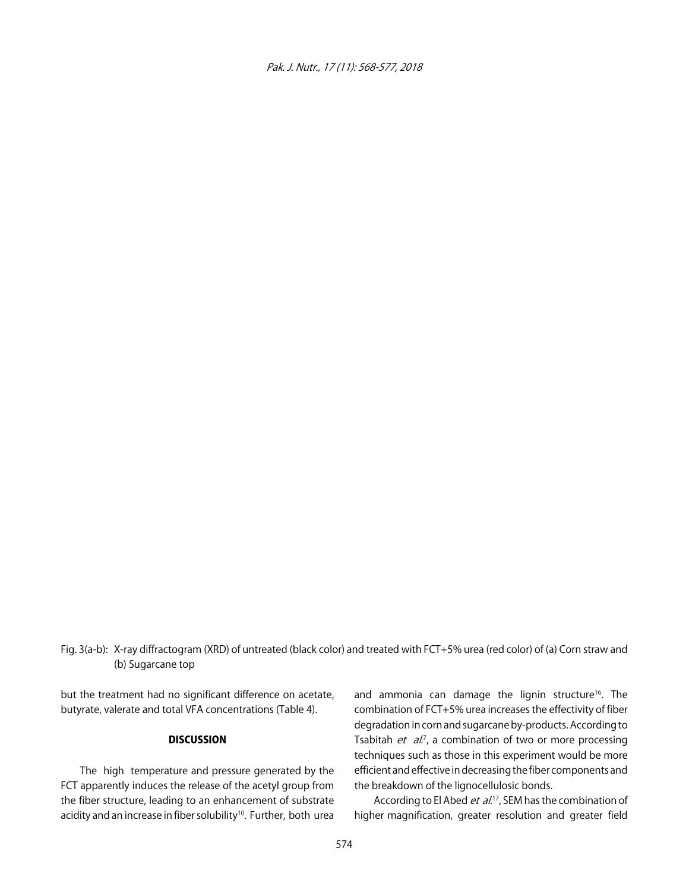Fig. 3(a-b): X-ray diffractogram (XRD) of untreated (black color) and treated with FCT+5% urea (red color) of (a) Corn straw and (b) Sugarcane top

but the treatment had no significant difference on acetate, butyrate, valerate and total VFA concentrations (Table 4).

## DISCUSSION

The high temperature and pressure generated by the FCT apparently induces the release of the acetyl group from the fiber structure, leading to an enhancement of substrate acidity and an increase in fiber solubility[10]. Further, both urea and ammonia can damage the lignin structure[16]. The combination of FCT+5% urea increases the effectivity of fiber degradation in corn and sugarcane by-products. According to Tsabitah *et al.*[7], a combination of two or more processing techniques such as those in this experiment would be more efficient and effective in decreasing the fiber components and the breakdown of the lignocellulosic bonds.

According to El Abed *et al.*[17], SEM has the combination of higher magnification, greater resolution and greater field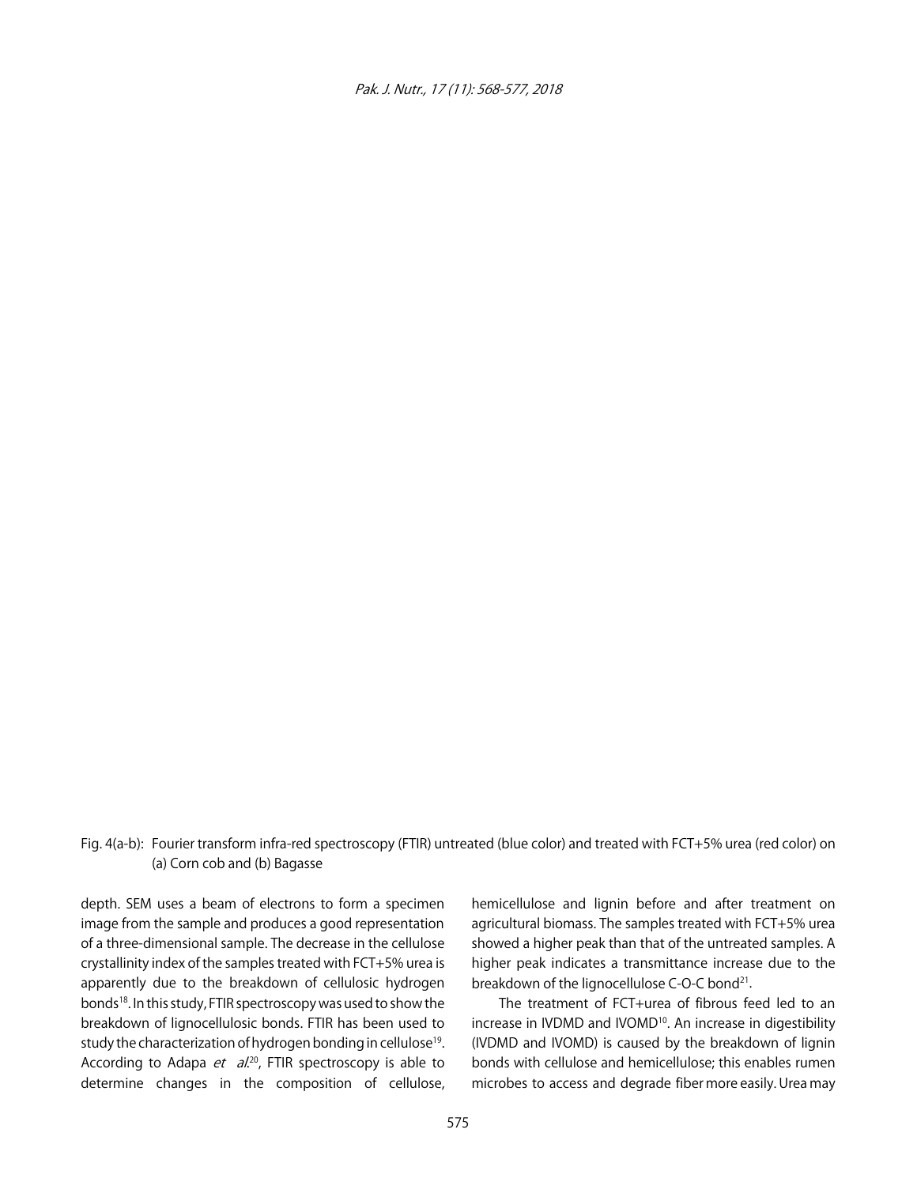Fig. 4(a-b): Fourier transform infra-red spectroscopy (FTIR) untreated (blue color) and treated with FCT+5% urea (red color) on (a) Corn cob and (b) Bagasse

depth. SEM uses a beam of electrons to form a specimen image from the sample and produces a good representation of a three-dimensional sample. The decrease in the cellulose crystallinity index of the samples treated with FCT+5% urea is apparently due to the breakdown of cellulosic hydrogen bonds[18]. In this study, FTIR spectroscopy was used to show the breakdown of lignocellulosic bonds. FTIR has been used to study the characterization of hydrogen bonding in cellulose[19]. According to Adapa *et al.*[20], FTIR spectroscopy is able to determine changes in the composition of cellulose, hemicellulose and lignin before and after treatment on agricultural biomass. The samples treated with FCT+5% urea showed a higher peak than that of the untreated samples. A higher peak indicates a transmittance increase due to the breakdown of the lignocellulose C-O-C bond[21].

The treatment of FCT+urea of fibrous feed led to an increase in IVDMD and IVOMD[10]. An increase in digestibility (IVDMD and IVOMD) is caused by the breakdown of lignin bonds with cellulose and hemicellulose; this enables rumen microbes to access and degrade fiber more easily. Urea may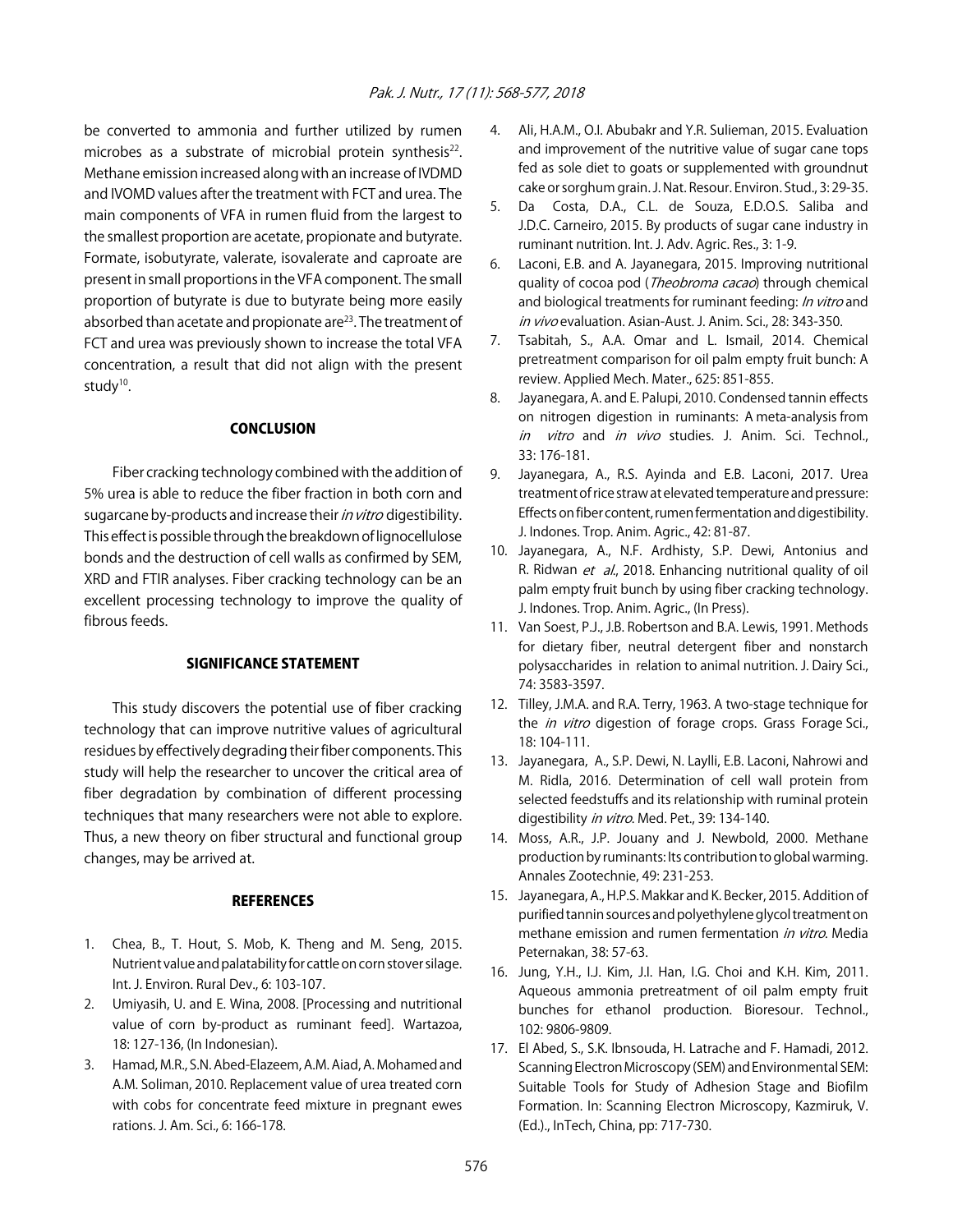be converted to ammonia and further utilized by rumen microbes as a substrate of microbial protein synthesis[22]. Methane emission increased along with an increase of IVDMD and IVOMD values after the treatment with FCT and urea. The main components of VFA in rumen fluid from the largest to the smallest proportion are acetate, propionate and butyrate. Formate, isobutyrate, valerate, isovalerate and caproate are present in small proportions in the VFA component. The small proportion of butyrate is due to butyrate being more easily absorbed than acetate and propionate are[23]. The treatment of FCT and urea was previously shown to increase the total VFA concentration, a result that did not align with the present study[10].

## CONCLUSION

Fiber cracking technology combined with the addition of 5% urea is able to reduce the fiber fraction in both corn and sugarcane by-products and increase their *in vitro* digestibility. This effect is possible through the breakdown of lignocellulose bonds and the destruction of cell walls as confirmed by SEM, XRD and FTIR analyses. Fiber cracking technology can be an excellent processing technology to improve the quality of fibrous feeds.

## SIGNIFICANCE STATEMENT

This study discovers the potential use of fiber cracking technology that can improve nutritive values of agricultural residues by effectively degrading their fiber components. This study will help the researcher to uncover the critical area of fiber degradation by combination of different processing techniques that many researchers were not able to explore. Thus, a new theory on fiber structural and functional group changes, may be arrived at.

## REFERENCES

1. Chea, B., T. Hout, S. Mob, K. Theng and M. Seng, 2015. Nutrient value and palatability for cattle on corn stover silage. Int. J. Environ. Rural Dev., 6: 103-107.
2. Umiyasih, U. and E. Wina, 2008. [Processing and nutritional value of corn by-product as ruminant feed]. Wartazoa, 18: 127-136, (In Indonesian).
3. Hamad, M.R., S.N. Abed-Elazeem, A.M. Aiad, A. Mohamed and A.M. Soliman, 2010. Replacement value of urea treated corn with cobs for concentrate feed mixture in pregnant ewes rations. J. Am. Sci., 6: 166-178.
4. Ali, H.A.M., O.I. Abubakr and Y.R. Sulieman, 2015. Evaluation and improvement of the nutritive value of sugar cane tops fed as sole diet to goats or supplemented with groundnut cake or sorghum grain. J. Nat. Resour. Environ. Stud., 3: 29-35.
5. Da Costa, D.A., C.L. de Souza, E.D.O.S. Saliba and J.D.C. Carneiro, 2015. By products of sugar cane industry in ruminant nutrition. Int. J. Adv. Agric. Res., 3: 1-9.
6. Laconi, E.B. and A. Jayanegara, 2015. Improving nutritional quality of cocoa pod (*Theobroma cacao*) through chemical and biological treatments for ruminant feeding: *In vitro* and *in vivo* evaluation. Asian-Aust. J. Anim. Sci., 28: 343-350.
7. Tsabitah, S., A.A. Omar and L. Ismail, 2014. Chemical pretreatment comparison for oil palm empty fruit bunch: A review. Applied Mech. Mater., 625: 851-855.
8. Jayanegara, A. and E. Palupi, 2010. Condensed tannin effects on nitrogen digestion in ruminants: A meta-analysis from *in vitro* and *in vivo* studies. J. Anim. Sci. Technol., 33: 176-181.
9. Jayanegara, A., R.S. Ayinda and E.B. Laconi, 2017. Urea treatment of rice straw at elevated temperature and pressure: Effects on fiber content, rumen fermentation and digestibility. J. Indones. Trop. Anim. Agric., 42: 81-87.
10. Jayanegara, A., N.F. Ardhisty, S.P. Dewi, Antonius and R. Ridwan *et al*., 2018. Enhancing nutritional quality of oil palm empty fruit bunch by using fiber cracking technology. J. Indones. Trop. Anim. Agric., (In Press).
11. Van Soest, P.J., J.B. Robertson and B.A. Lewis, 1991. Methods for dietary fiber, neutral detergent fiber and nonstarch polysaccharides in relation to animal nutrition. J. Dairy Sci., 74: 3583-3597.
12. Tilley, J.M.A. and R.A. Terry, 1963. A two-stage technique for the *in vitro* digestion of forage crops. Grass Forage Sci., 18: 104-111.
13. Jayanegara, A., S.P. Dewi, N. Laylli, E.B. Laconi, Nahrowi and M. Ridla, 2016. Determination of cell wall protein from selected feedstuffs and its relationship with ruminal protein digestibility *in vitro*. Med. Pet., 39: 134-140.
14. Moss, A.R., J.P. Jouany and J. Newbold, 2000. Methane production by ruminants: Its contribution to global warming. Annales Zootechnie, 49: 231-253.
15. Jayanegara, A., H.P.S. Makkar and K. Becker, 2015. Addition of purified tannin sources and polyethylene glycol treatment on methane emission and rumen fermentation *in vitro*. Media Peternakan, 38: 57-63.
16. Jung, Y.H., I.J. Kim, J.I. Han, I.G. Choi and K.H. Kim, 2011. Aqueous ammonia pretreatment of oil palm empty fruit bunches for ethanol production. Bioresour. Technol., 102: 9806-9809.
17. El Abed, S., S.K. Ibnsouda, H. Latrache and F. Hamadi, 2012. Scanning Electron Microscopy (SEM) and Environmental SEM: Suitable Tools for Study of Adhesion Stage and Biofilm Formation. In: Scanning Electron Microscopy, Kazmiruk, V. (Ed.)., InTech, China, pp: 717-730.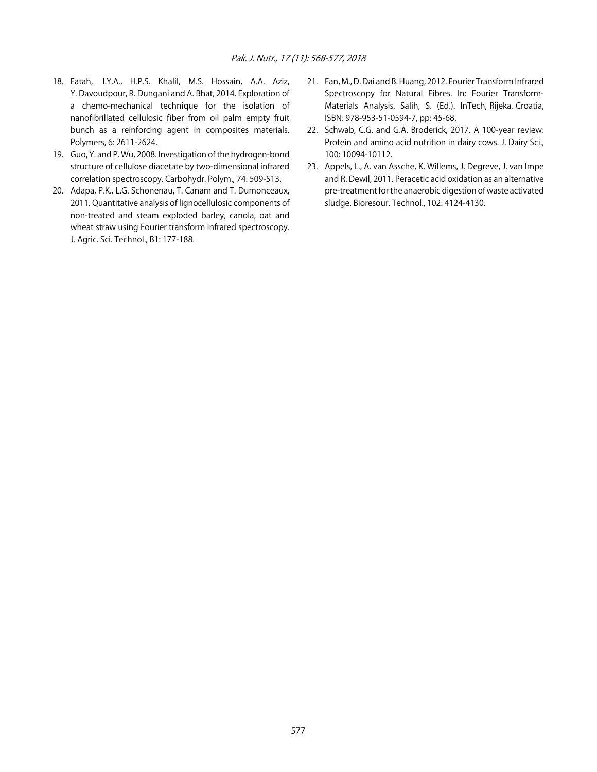18. Fatah, I.Y.A., H.P.S. Khalil, M.S. Hossain, A.A. Aziz, Y. Davoudpour, R. Dungani and A. Bhat, 2014. Exploration of a chemo-mechanical technique for the isolation of nanofibrillated cellulosic fiber from oil palm empty fruit bunch as a reinforcing agent in composites materials. Polymers, 6: 2611-2624.
19. Guo, Y. and P. Wu, 2008. Investigation of the hydrogen-bond structure of cellulose diacetate by two-dimensional infrared correlation spectroscopy. Carbohydr. Polym., 74: 509-513.
20. Adapa, P.K., L.G. Schonenau, T. Canam and T. Dumonceaux, 2011. Quantitative analysis of lignocellulosic components of non-treated and steam exploded barley, canola, oat and wheat straw using Fourier transform infrared spectroscopy. J. Agric. Sci. Technol., B1: 177-188.
21. Fan, M., D. Dai and B. Huang, 2012. Fourier Transform Infrared Spectroscopy for Natural Fibres. In: Fourier Transform-Materials Analysis, Salih, S. (Ed.). InTech, Rijeka, Croatia, ISBN: 978-953-51-0594-7, pp: 45-68.
22. Schwab, C.G. and G.A. Broderick, 2017. A 100-year review: Protein and amino acid nutrition in dairy cows. J. Dairy Sci., 100: 10094-10112.
23. Appels, L., A. van Assche, K. Willems, J. Degreve, J. van Impe and R. Dewil, 2011. Peracetic acid oxidation as an alternative pre-treatment for the anaerobic digestion of waste activated sludge. Bioresour. Technol., 102: 4124-4130.